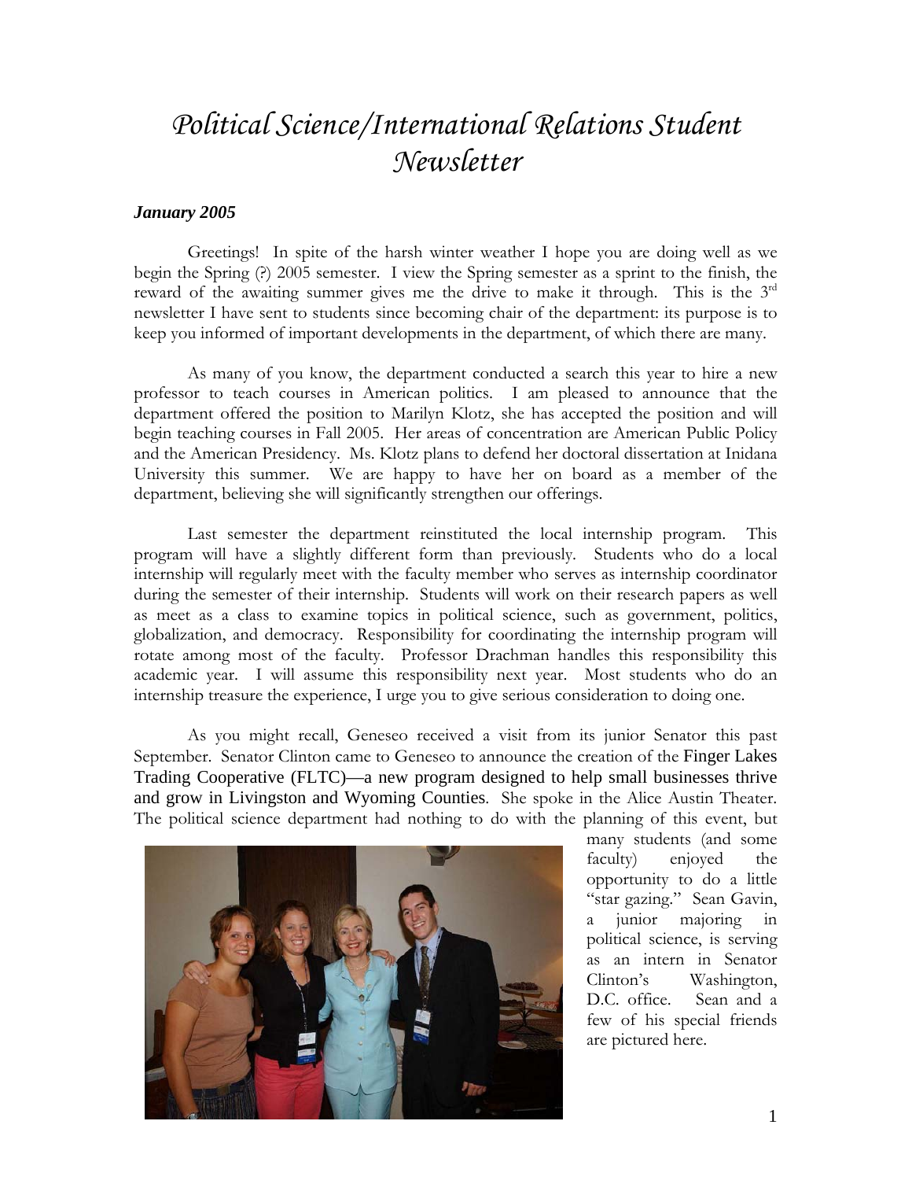# Political Science/International Relations Student Newsletter

***January 2005***

Greetings! In spite of the harsh winter weather I hope you are doing well as we begin the Spring (?) 2005 semester. I view the Spring semester as a sprint to the finish, the reward of the awaiting summer gives me the drive to make it through. This is the 3rd newsletter I have sent to students since becoming chair of the department: its purpose is to keep you informed of important developments in the department, of which there are many.

As many of you know, the department conducted a search this year to hire a new professor to teach courses in American politics. I am pleased to announce that the department offered the position to Marilyn Klotz, she has accepted the position and will begin teaching courses in Fall 2005. Her areas of concentration are American Public Policy and the American Presidency. Ms. Klotz plans to defend her doctoral dissertation at Inidana University this summer. We are happy to have her on board as a member of the department, believing she will significantly strengthen our offerings.

Last semester the department reinstituted the local internship program. This program will have a slightly different form than previously. Students who do a local internship will regularly meet with the faculty member who serves as internship coordinator during the semester of their internship. Students will work on their research papers as well as meet as a class to examine topics in political science, such as government, politics, globalization, and democracy. Responsibility for coordinating the internship program will rotate among most of the faculty. Professor Drachman handles this responsibility this academic year. I will assume this responsibility next year. Most students who do an internship treasure the experience, I urge you to give serious consideration to doing one.

As you might recall, Geneseo received a visit from its junior Senator this past September. Senator Clinton came to Geneseo to announce the creation of the Finger Lakes Trading Cooperative (FLTC)—a new program designed to help small businesses thrive and grow in Livingston and Wyoming Counties. She spoke in the Alice Austin Theater. The political science department had nothing to do with the planning of this event, but many students (and some faculty) enjoyed the opportunity to do a little "star gazing." Sean Gavin, a junior majoring in political science, is serving as an intern in Senator Clinton's Washington, D.C. office. Sean and a few of his special friends are pictured here.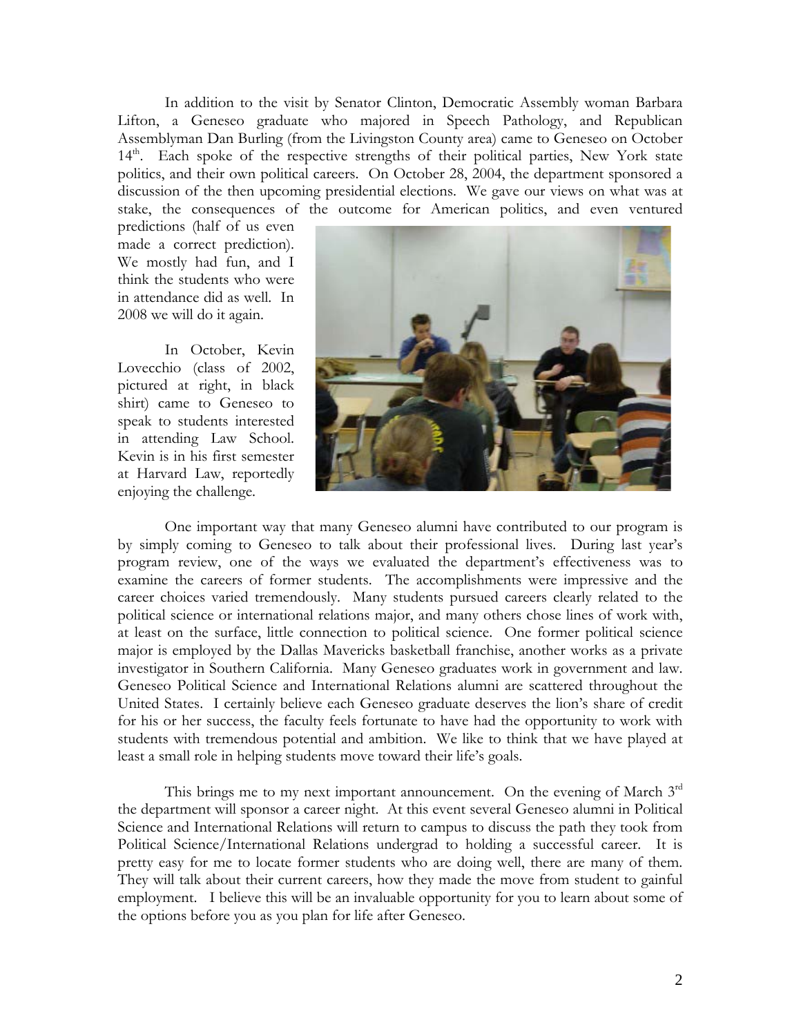In addition to the visit by Senator Clinton, Democratic Assembly woman Barbara Lifton, a Geneseo graduate who majored in Speech Pathology, and Republican Assemblyman Dan Burling (from the Livingston County area) came to Geneseo on October 14th. Each spoke of the respective strengths of their political parties, New York state politics, and their own political careers. On October 28, 2004, the department sponsored a discussion of the then upcoming presidential elections. We gave our views on what was at stake, the consequences of the outcome for American politics, and even ventured predictions (half of us even made a correct prediction). We mostly had fun, and I think the students who were in attendance did as well. In 2008 we will do it again.

In October, Kevin Lovecchio (class of 2002, pictured at right, in black shirt) came to Geneseo to speak to students interested in attending Law School. Kevin is in his first semester at Harvard Law, reportedly enjoying the challenge.

One important way that many Geneseo alumni have contributed to our program is by simply coming to Geneseo to talk about their professional lives. During last year's program review, one of the ways we evaluated the department's effectiveness was to examine the careers of former students. The accomplishments were impressive and the career choices varied tremendously. Many students pursued careers clearly related to the political science or international relations major, and many others chose lines of work with, at least on the surface, little connection to political science. One former political science major is employed by the Dallas Mavericks basketball franchise, another works as a private investigator in Southern California. Many Geneseo graduates work in government and law. Geneseo Political Science and International Relations alumni are scattered throughout the United States. I certainly believe each Geneseo graduate deserves the lion's share of credit for his or her success, the faculty feels fortunate to have had the opportunity to work with students with tremendous potential and ambition. We like to think that we have played at least a small role in helping students move toward their life's goals.

This brings me to my next important announcement. On the evening of March 3rd the department will sponsor a career night. At this event several Geneseo alumni in Political Science and International Relations will return to campus to discuss the path they took from Political Science/International Relations undergrad to holding a successful career. It is pretty easy for me to locate former students who are doing well, there are many of them. They will talk about their current careers, how they made the move from student to gainful employment. I believe this will be an invaluable opportunity for you to learn about some of the options before you as you plan for life after Geneseo.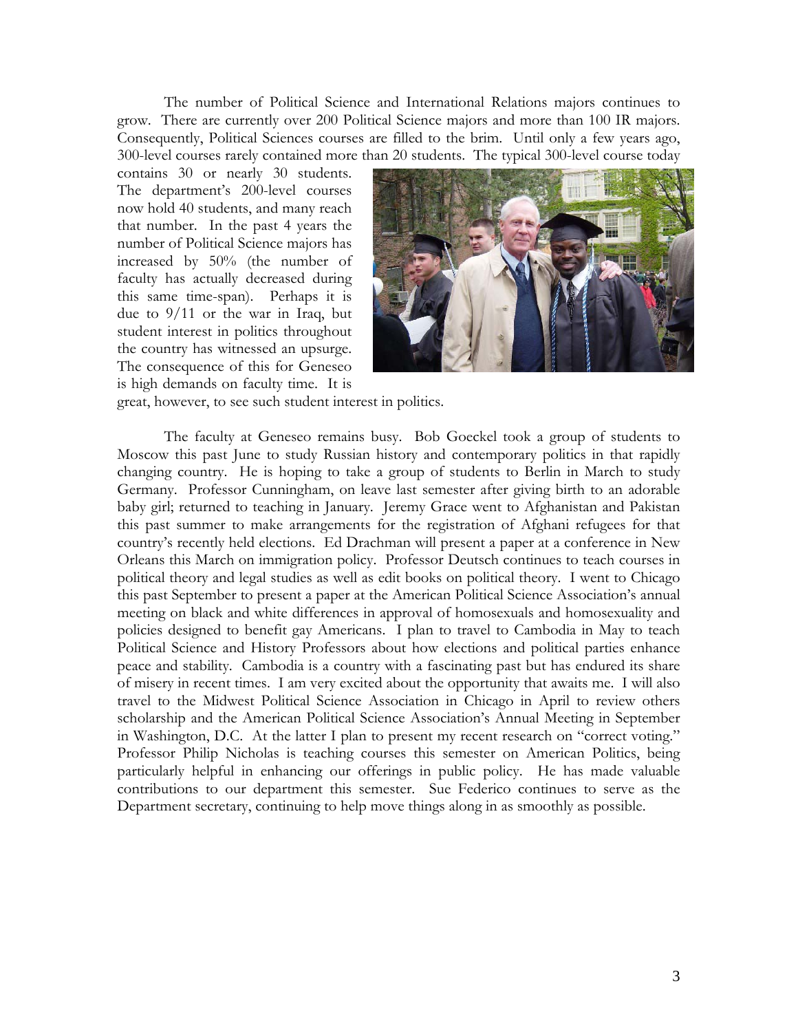The number of Political Science and International Relations majors continues to grow. There are currently over 200 Political Science majors and more than 100 IR majors. Consequently, Political Sciences courses are filled to the brim. Until only a few years ago, 300-level courses rarely contained more than 20 students. The typical 300-level course today contains 30 or nearly 30 students. The department's 200-level courses now hold 40 students, and many reach that number. In the past 4 years the number of Political Science majors has increased by 50% (the number of faculty has actually decreased during this same time-span). Perhaps it is due to 9/11 or the war in Iraq, but student interest in politics throughout the country has witnessed an upsurge. The consequence of this for Geneseo is high demands on faculty time. It is great, however, to see such student interest in politics.

The faculty at Geneseo remains busy. Bob Goeckel took a group of students to Moscow this past June to study Russian history and contemporary politics in that rapidly changing country. He is hoping to take a group of students to Berlin in March to study Germany. Professor Cunningham, on leave last semester after giving birth to an adorable baby girl; returned to teaching in January. Jeremy Grace went to Afghanistan and Pakistan this past summer to make arrangements for the registration of Afghani refugees for that country's recently held elections. Ed Drachman will present a paper at a conference in New Orleans this March on immigration policy. Professor Deutsch continues to teach courses in political theory and legal studies as well as edit books on political theory. I went to Chicago this past September to present a paper at the American Political Science Association's annual meeting on black and white differences in approval of homosexuals and homosexuality and policies designed to benefit gay Americans. I plan to travel to Cambodia in May to teach Political Science and History Professors about how elections and political parties enhance peace and stability. Cambodia is a country with a fascinating past but has endured its share of misery in recent times. I am very excited about the opportunity that awaits me. I will also travel to the Midwest Political Science Association in Chicago in April to review others scholarship and the American Political Science Association's Annual Meeting in September in Washington, D.C. At the latter I plan to present my recent research on "correct voting." Professor Philip Nicholas is teaching courses this semester on American Politics, being particularly helpful in enhancing our offerings in public policy. He has made valuable contributions to our department this semester. Sue Federico continues to serve as the Department secretary, continuing to help move things along in as smoothly as possible.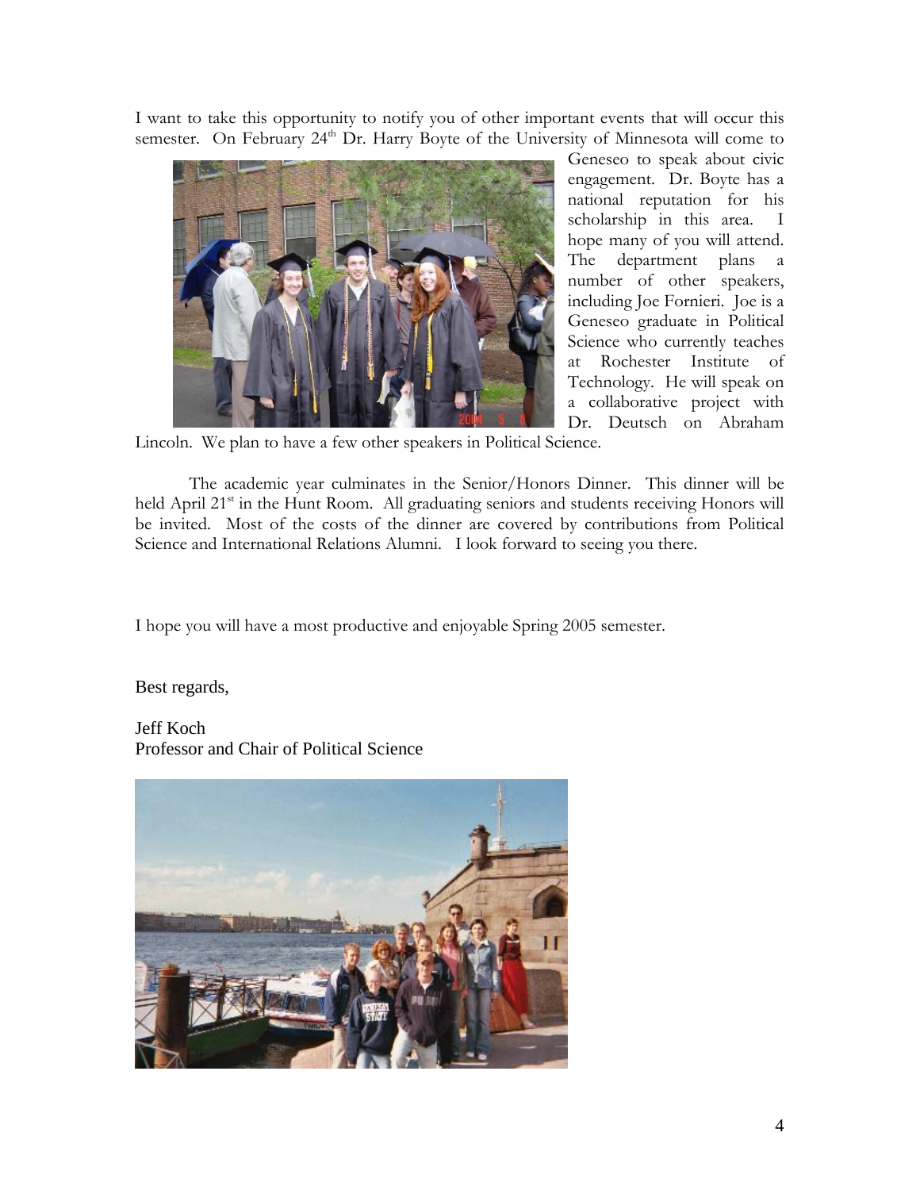I want to take this opportunity to notify you of other important events that will occur this semester. On February 24th Dr. Harry Boyte of the University of Minnesota will come to Geneseo to speak about civic engagement. Dr. Boyte has a national reputation for his scholarship in this area. I hope many of you will attend. The department plans a number of other speakers, including Joe Fornieri. Joe is a Geneseo graduate in Political Science who currently teaches at Rochester Institute of Technology. He will speak on a collaborative project with Dr. Deutsch on Abraham Lincoln. We plan to have a few other speakers in Political Science.

The academic year culminates in the Senior/Honors Dinner. This dinner will be held April 21st in the Hunt Room. All graduating seniors and students receiving Honors will be invited. Most of the costs of the dinner are covered by contributions from Political Science and International Relations Alumni. I look forward to seeing you there.

I hope you will have a most productive and enjoyable Spring 2005 semester.

Best regards,

Jeff Koch
Professor and Chair of Political Science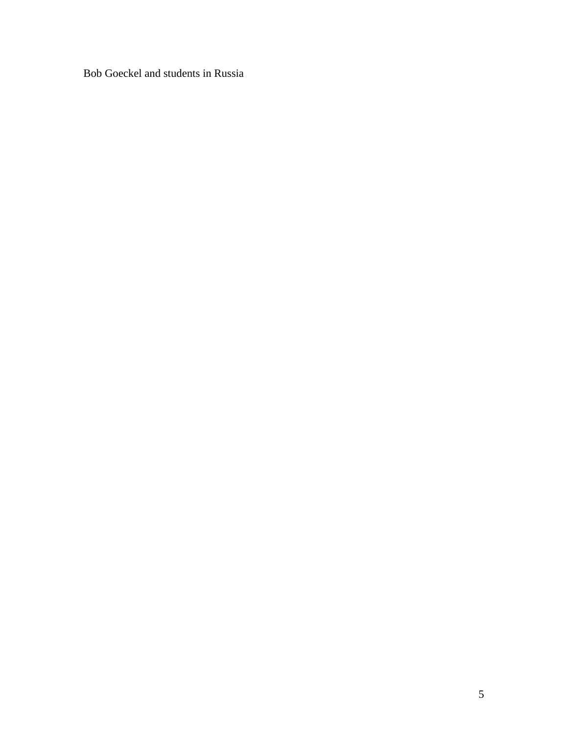Bob Goeckel and students in Russia